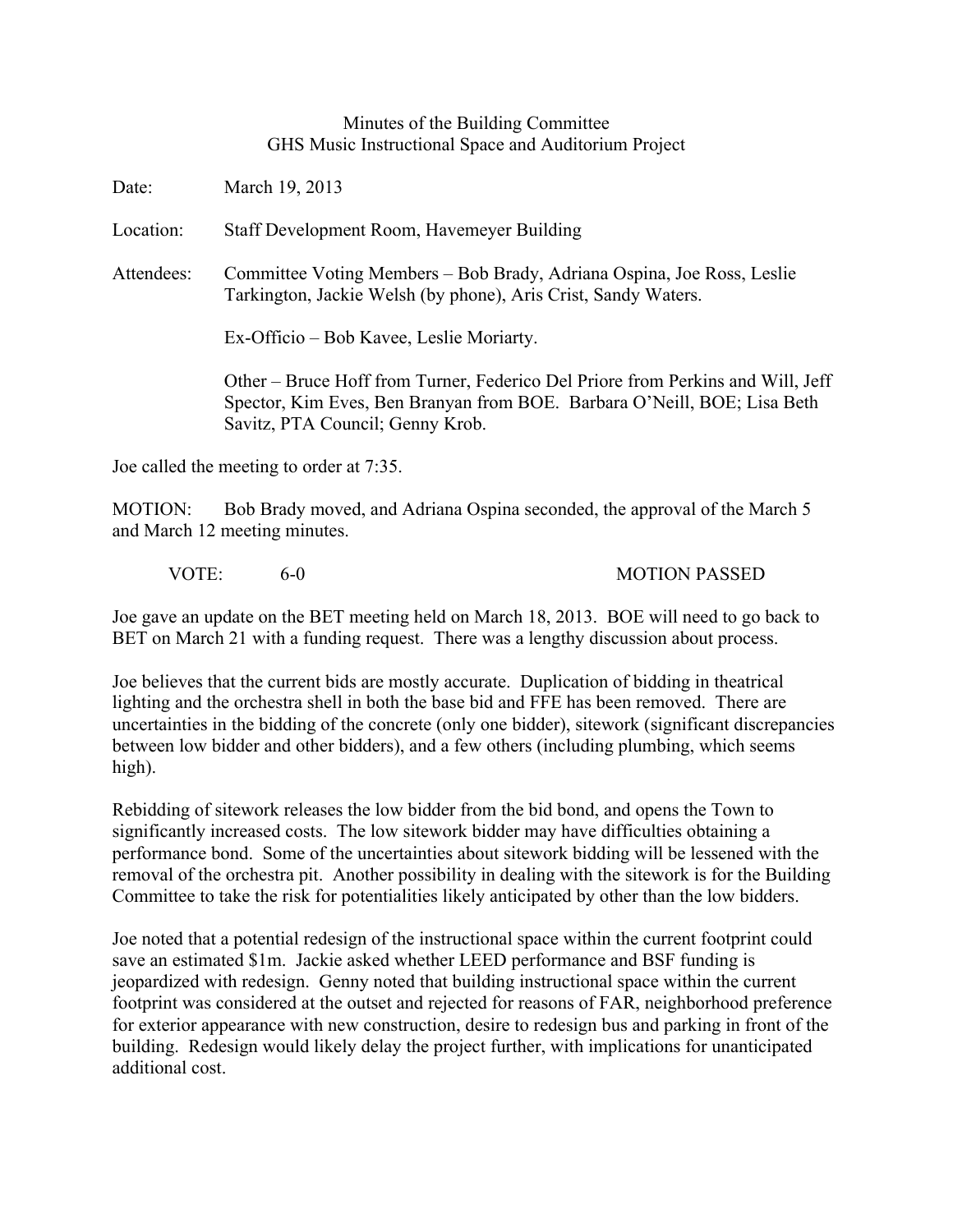# Minutes of the Building Committee
## GHS Music Instructional Space and Auditorium Project

Date: March 19, 2013

Location: Staff Development Room, Havemeyer Building

Attendees: Committee Voting Members – Bob Brady, Adriana Ospina, Joe Ross, Leslie Tarkington, Jackie Welsh (by phone), Aris Crist, Sandy Waters.

Ex-Officio – Bob Kavee, Leslie Moriarty.

Other – Bruce Hoff from Turner, Federico Del Priore from Perkins and Will, Jeff Spector, Kim Eves, Ben Branyan from BOE. Barbara O'Neill, BOE; Lisa Beth Savitz, PTA Council; Genny Krob.

Joe called the meeting to order at 7:35.

MOTION: Bob Brady moved, and Adriana Ospina seconded, the approval of the March 5 and March 12 meeting minutes.

VOTE: 6-0 MOTION PASSED

Joe gave an update on the BET meeting held on March 18, 2013. BOE will need to go back to BET on March 21 with a funding request. There was a lengthy discussion about process.

Joe believes that the current bids are mostly accurate. Duplication of bidding in theatrical lighting and the orchestra shell in both the base bid and FFE has been removed. There are uncertainties in the bidding of the concrete (only one bidder), sitework (significant discrepancies between low bidder and other bidders), and a few others (including plumbing, which seems high).

Rebidding of sitework releases the low bidder from the bid bond, and opens the Town to significantly increased costs. The low sitework bidder may have difficulties obtaining a performance bond. Some of the uncertainties about sitework bidding will be lessened with the removal of the orchestra pit. Another possibility in dealing with the sitework is for the Building Committee to take the risk for potentialities likely anticipated by other than the low bidders.

Joe noted that a potential redesign of the instructional space within the current footprint could save an estimated $1m. Jackie asked whether LEED performance and BSF funding is jeopardized with redesign. Genny noted that building instructional space within the current footprint was considered at the outset and rejected for reasons of FAR, neighborhood preference for exterior appearance with new construction, desire to redesign bus and parking in front of the building. Redesign would likely delay the project further, with implications for unanticipated additional cost.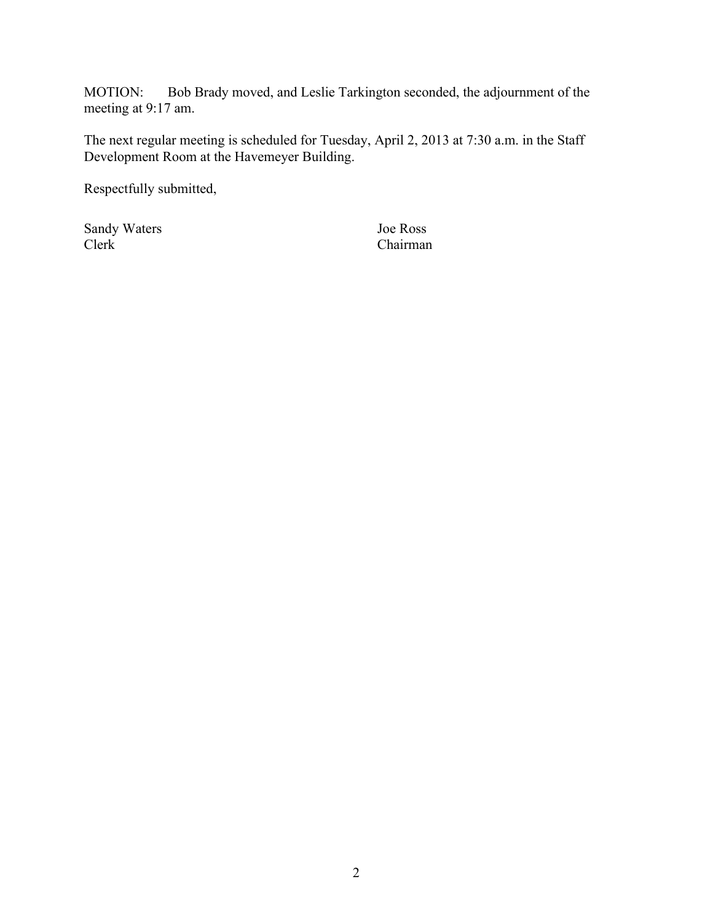MOTION: Bob Brady moved, and Leslie Tarkington seconded, the adjournment of the meeting at 9:17 am.

The next regular meeting is scheduled for Tuesday, April 2, 2013 at 7:30 a.m. in the Staff Development Room at the Havemeyer Building.

Respectfully submitted,

| | |
|---|---|
| Sandy Waters | Joe Ross |
| Clerk | Chairman |